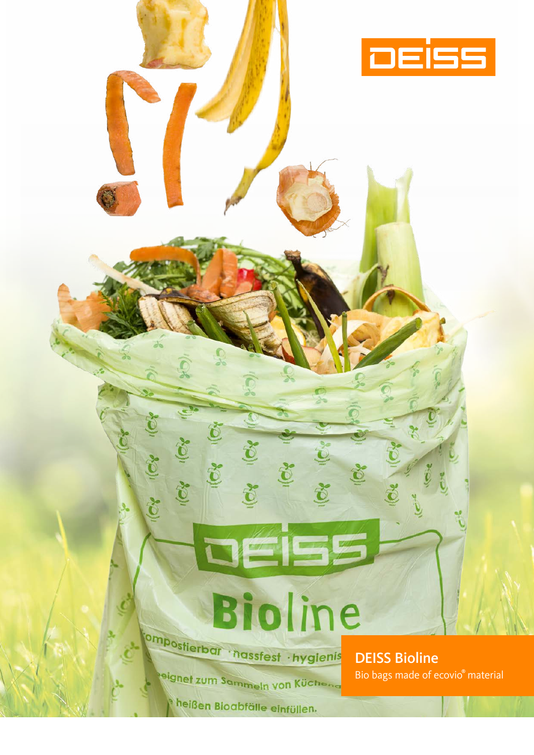DEISS

# DEISS Bioline

Bio bags made of ecovio® material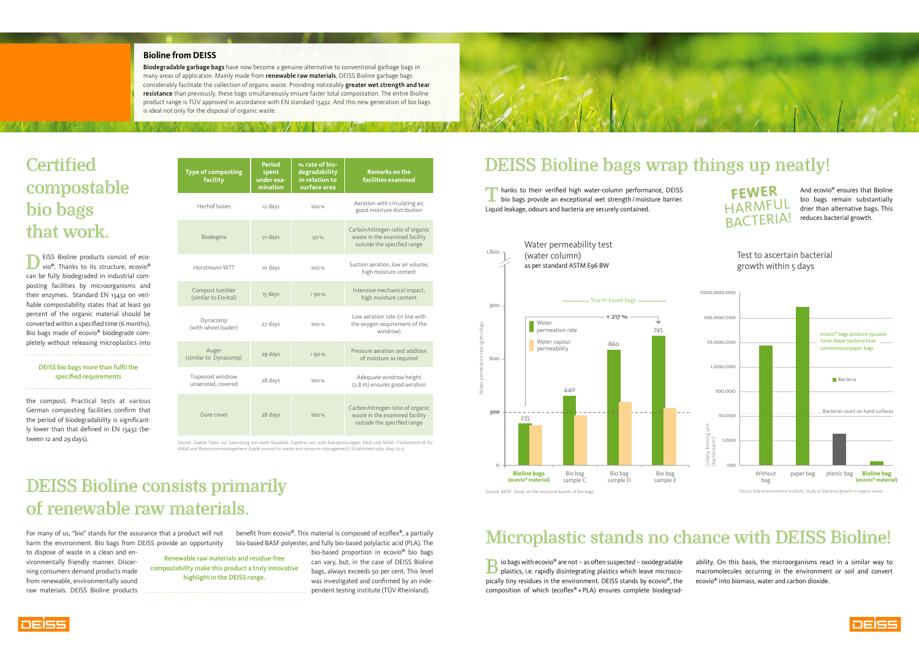## Bioline from DEISS

**Biodegradable garbage bags** have now become a genuine alternative to conventional garbage bags in many areas of application. Mainly made from **renewable raw materials**, DEISS Bioline garbage bags considerably facilitate the collection of organic waste. Providing noticeably **greater wet strength and tear resistance** than previously, these bags simultaneously ensure faster total compostation. The entire Bioline product range is TÜV approved in accordance with EN standard 13432. And this new generation of bio bags is ideal not only for the disposal of organic waste.

# Certified compostable bio bags that work.

DEISS Bioline products consist of ecovio®. Thanks to its structure, ecovio® can be fully biodegraded in industrial composting facilities by microorganisms and their enzymes. Standard EN 13432 on verifiable compostability states that at least 90 percent of the organic material should be converted within a specified time (6 months). Bio bags made of ecovio® biodegrade completely without releasing microplastics into the compost. Practical tests at various German composting facilities confirm that the period of biodegradability is significantly lower than that defined in EN 13432 (between 12 and 29 days).

**DEISS bio bags more than fulfil the specified requirements**

| Type of composting facility | Period spent under examination | % rate of biodegradability in relation to surface area | Remarks on the facilities examined |
|---|---|---|---|
| Herhof boxes | 12 days | 100% | Aeration with circulating air, good moisture distribution |
| Biodegma | 21 days | 50% | Carbon/nitrogen ratio of organic waste in the examined facility outside the specified range |
| Horstmann WTT | 10 days | 100% | Suction aeration, low air volume, high moisture content |
| Compost tumbler (similar to Envital) | 15 days | > 90% | Intensive mechanical impact, high moisture content |
| Dynacomp (with wheel loader) | 27 days | 100% | Low aeration rate (in line with the oxygen requirement of the windrow) |
| Auger (similar to Dynacomp) | 29 days | > 90% | Pressure aeration and addition of moisture as required |
| Trapezoid windrow unaerated, covered | 28 days | 100% | Adequate windrow height (2.8 m) ensures good aeration |
| Gore cover | 28 days | 100% | Carbon/nitrogen ratio of organic waste in the examined facility outside the specified range |

Source: Stabile Tüten zur Sammlung von mehr Bioabfall; Ergebnis von acht Kompostanlagen. Müll und Abfall – Fachzeitschrift für Abfall und Ressourcenmanagement (trade journal for waste and resource management). Established 1969, May 2013

# DEISS Bioline consists primarily of renewable raw materials.

For many of us, "bio" stands for the assurance that a product will not harm the environment. Bio bags from DEISS provide an opportunity to dispose of waste in a clean and environmentally friendly manner. Discerning consumers demand products made from renewable, environmentally sound raw materials. DEISS Bioline products benefit from ecovio®. This material is composed of ecoflex®, a partially bio-based BASF polyester, and fully bio-based polylactic acid (PLA). The bio-based proportion in ecovio® bio bags can vary, but, in the case of DEISS Bioline bags, always exceeds 50 per cent. This level was investigated and confirmed by an independent testing institute (TÜV Rheinland).

**Renewable raw materials and residue-free compostability make this product a truly innovative highlight in the DEISS range.**

# DEISS Bioline bags wrap things up neatly!

Thanks to their verified high water-column performance, DEISS bio bags provide an exceptional wet strength/moisture barrier. Liquid leakage, odours and bacteria are securely contained.

**FEWER HARMFUL BACTERIA!**

And ecovio® ensures that Bioline bio bags remain substantially drier than alternative bags. This reduces bacterial growth.

**Water permeability test (water column) as per standard ASTM E96 BW**

| | Bioline bags (ecovio® material) | Bio bag sample C | Bio bag sample D | Bio bag sample E |
|---|---|---|---|---|
| Water permeation rate (g/m2/day) | 235 | 440 | 660 | 745 |

Starch-based bags: + 217 %

Source: BASF; Study on the moisture barrier of bio bags

**Test to ascertain bacterial growth within 5 days**

Colony forming unit (bacteria/cm²) — Without bag, paper bag, plastic bag, Bioline bag (ecovio® material)

ecovio® bags produce 550,000 times fewer bacteria than conventional paper bags

Bacterial count on hand surfaces

Source: bifa environmental institute; Study on bacterial growth in organic waste

# Microplastic stands no chance with DEISS Bioline!

Bio bags with ecovio® are not – as often suspected – oxodegradable plastics, i.e. rapidly disintegrating plastics which leave microscopically tiny residues in the environment. DEISS stands by ecovio®, the composition of which (ecoflex® + PLA) ensures complete biodegradability. On this basis, the microorganisms react in a similar way to macromolecules occurring in the environment or soil and convert ecovio® into biomass, water and carbon dioxide.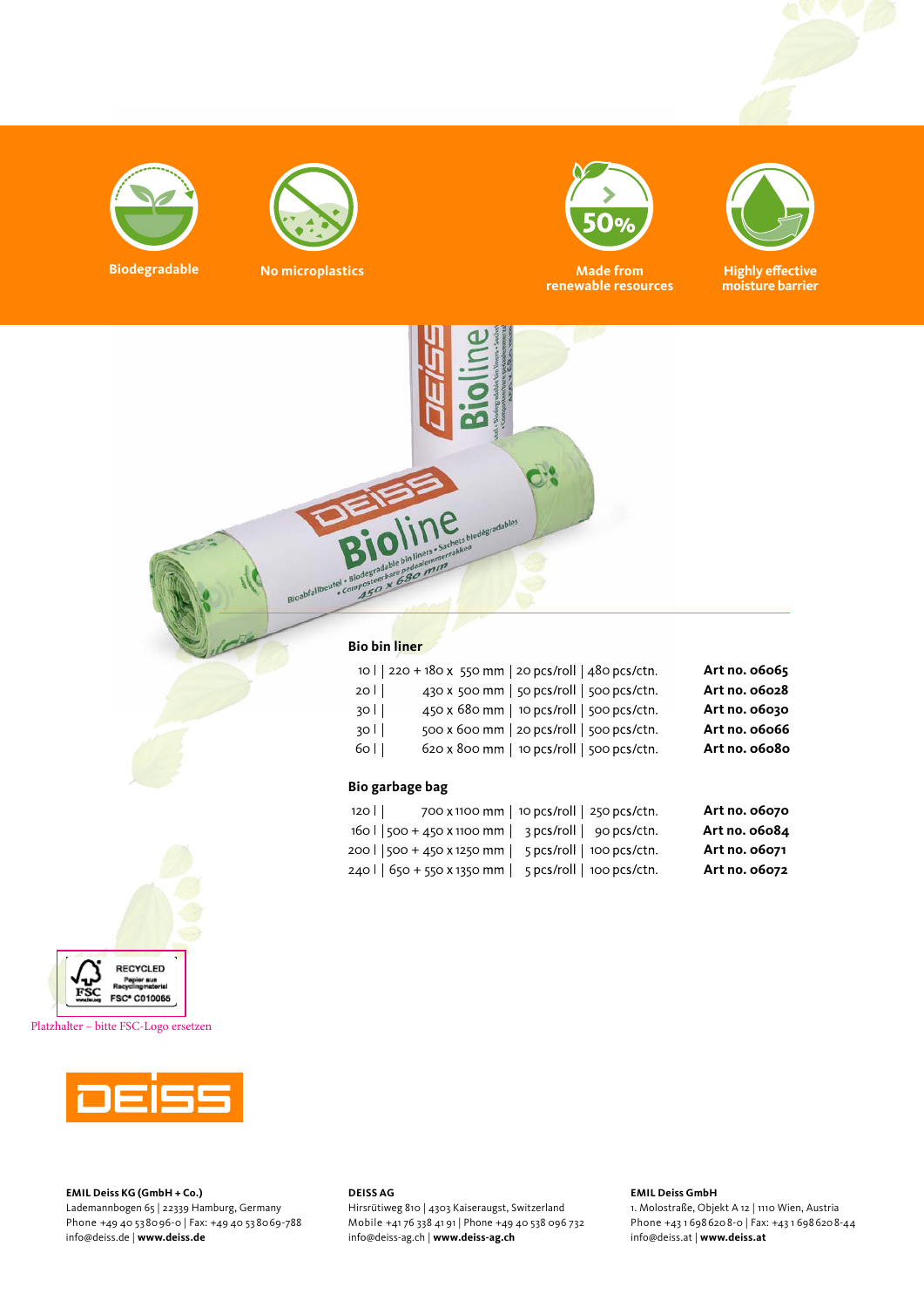**Biodegradable**

**No microplastics**

**Made from renewable resources**

**Highly effective moisture barrier**

## Bio bin liner

| | | | | |
|---|---|---|---|---|
| 10 l | 220 + 180 x 550 mm | 20 pcs/roll | 480 pcs/ctn. | **Art no. 06065** |
| 20 l | 430 x 500 mm | 50 pcs/roll | 500 pcs/ctn. | **Art no. 06028** |
| 30 l | 450 x 680 mm | 10 pcs/roll | 500 pcs/ctn. | **Art no. 06030** |
| 30 l | 500 x 600 mm | 20 pcs/roll | 500 pcs/ctn. | **Art no. 06066** |
| 60 l | 620 x 800 mm | 10 pcs/roll | 500 pcs/ctn. | **Art no. 06080** |

## Bio garbage bag

| | | | | |
|---|---|---|---|---|
| 120 l | 700 x 1100 mm | 10 pcs/roll | 250 pcs/ctn. | **Art no. 06070** |
| 160 l | 500 + 450 x 1100 mm | 3 pcs/roll | 90 pcs/ctn. | **Art no. 06084** |
| 200 l | 500 + 450 x 1250 mm | 5 pcs/roll | 100 pcs/ctn. | **Art no. 06071** |
| 240 l | 650 + 550 x 1350 mm | 5 pcs/roll | 100 pcs/ctn. | **Art no. 06072** |

RECYCLED Papier aus Recyclingmaterial FSC® C010065

Platzhalter – bitte FSC-Logo ersetzen

**EMIL Deiss KG (GmbH + Co.)**
Lademannbogen 65 | 22339 Hamburg, Germany
Phone +49 40 538096-0 | Fax: +49 40 538069-788
info@deiss.de | **www.deiss.de**

**DEISS AG**
Hirsrütiweg 810 | 4303 Kaiseraugst, Switzerland
Mobile +41 76 338 41 91 | Phone +49 40 538 096 732
info@deiss-ag.ch | **www.deiss-ag.ch**

**EMIL Deiss GmbH**
1. Molostraße, Objekt A 12 | 1110 Wien, Austria
Phone +43 1 698 620 8-0 | Fax: +43 1 698 620 8-44
info@deiss.at | **www.deiss.at**